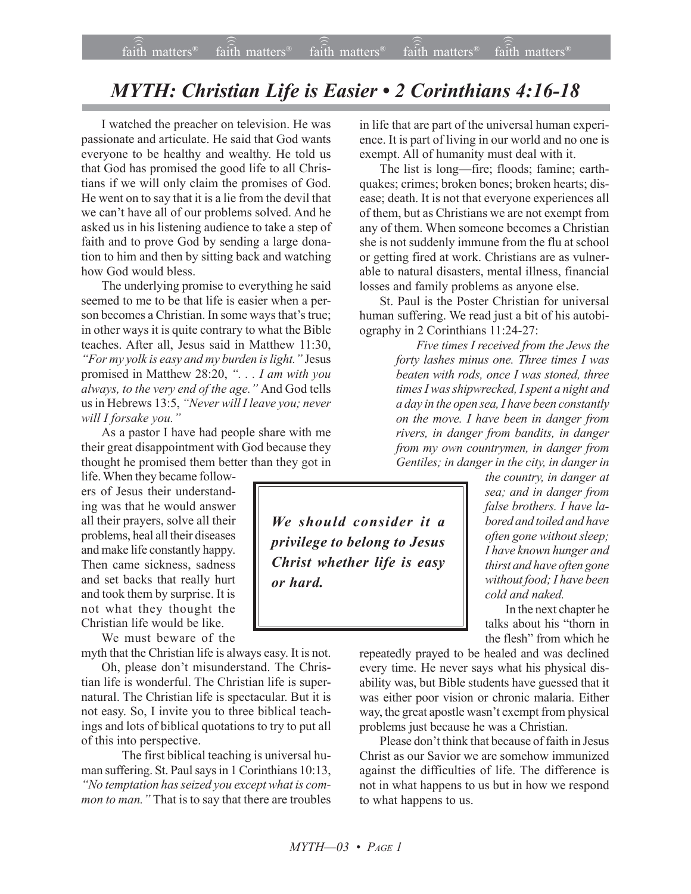# *MYTH: Christian Life is Easier • 2 Corinthians 4:16-18*

I watched the preacher on television. He was passionate and articulate. He said that God wants everyone to be healthy and wealthy. He told us that God has promised the good life to all Christians if we will only claim the promises of God. He went on to say that it is a lie from the devil that we can't have all of our problems solved. And he asked us in his listening audience to take a step of faith and to prove God by sending a large donation to him and then by sitting back and watching how God would bless.

The underlying promise to everything he said seemed to me to be that life is easier when a person becomes a Christian. In some ways that's true; in other ways it is quite contrary to what the Bible teaches. After all, Jesus said in Matthew 11:30, *"For my yolk is easy and my burden is light."* Jesus promised in Matthew 28:20, *". . . I am with you always, to the very end of the age."* And God tells us in Hebrews 13:5, *"Never will I leave you; never will I forsake you."*

As a pastor I have had people share with me their great disappointment with God because they thought he promised them better than they got in life. When they became followers of Jesus their understanding was that he would answer all their prayers, solve all their problems, heal all their diseases and make life constantly happy. Then came sickness, sadness and set backs that really hurt and took them by surprise. It is not what they thought the Christian life would be like.

We must beware of the myth that the Christian life is always easy. It is not.

Oh, please don't misunderstand. The Christian life is wonderful. The Christian life is supernatural. The Christian life is spectacular. But it is not easy. So, I invite you to three biblical teachings and lots of biblical quotations to try to put all of this into perspective.

The first biblical teaching is universal human suffering. St. Paul says in 1 Corinthians 10:13, *"No temptation has seized you except what is common to man."* That is to say that there are troubles in life that are part of the universal human experience. It is part of living in our world and no one is exempt. All of humanity must deal with it.

The list is long—fire; floods; famine; earthquakes; crimes; broken bones; broken hearts; disease; death. It is not that everyone experiences all of them, but as Christians we are not exempt from any of them. When someone becomes a Christian she is not suddenly immune from the flu at school or getting fired at work. Christians are as vulnerable to natural disasters, mental illness, financial losses and family problems as anyone else.

St. Paul is the Poster Christian for universal human suffering. We read just a bit of his autobiography in 2 Corinthians 11:24-27:

> *Five times I received from the Jews the forty lashes minus one. Three times I was beaten with rods, once I was stoned, three times I was shipwrecked, I spent a night and a day in the open sea, I have been constantly on the move. I have been in danger from rivers, in danger from bandits, in danger from my own countrymen, in danger from Gentiles; in danger in the city, in danger in the country, in danger at sea; and in danger from false brothers. I have labored and toiled and have often gone without sleep; I have known hunger and thirst and have often gone without food; I have been cold and naked.*

> ***We should consider it a privilege to belong to Jesus Christ whether life is easy or hard.***

In the next chapter he talks about his "thorn in the flesh" from which he repeatedly prayed to be healed and was declined every time. He never says what his physical disability was, but Bible students have guessed that it was either poor vision or chronic malaria. Either way, the great apostle wasn't exempt from physical problems just because he was a Christian.

Please don't think that because of faith in Jesus Christ as our Savior we are somehow immunized against the difficulties of life. The difference is not in what happens to us but in how we respond to what happens to us.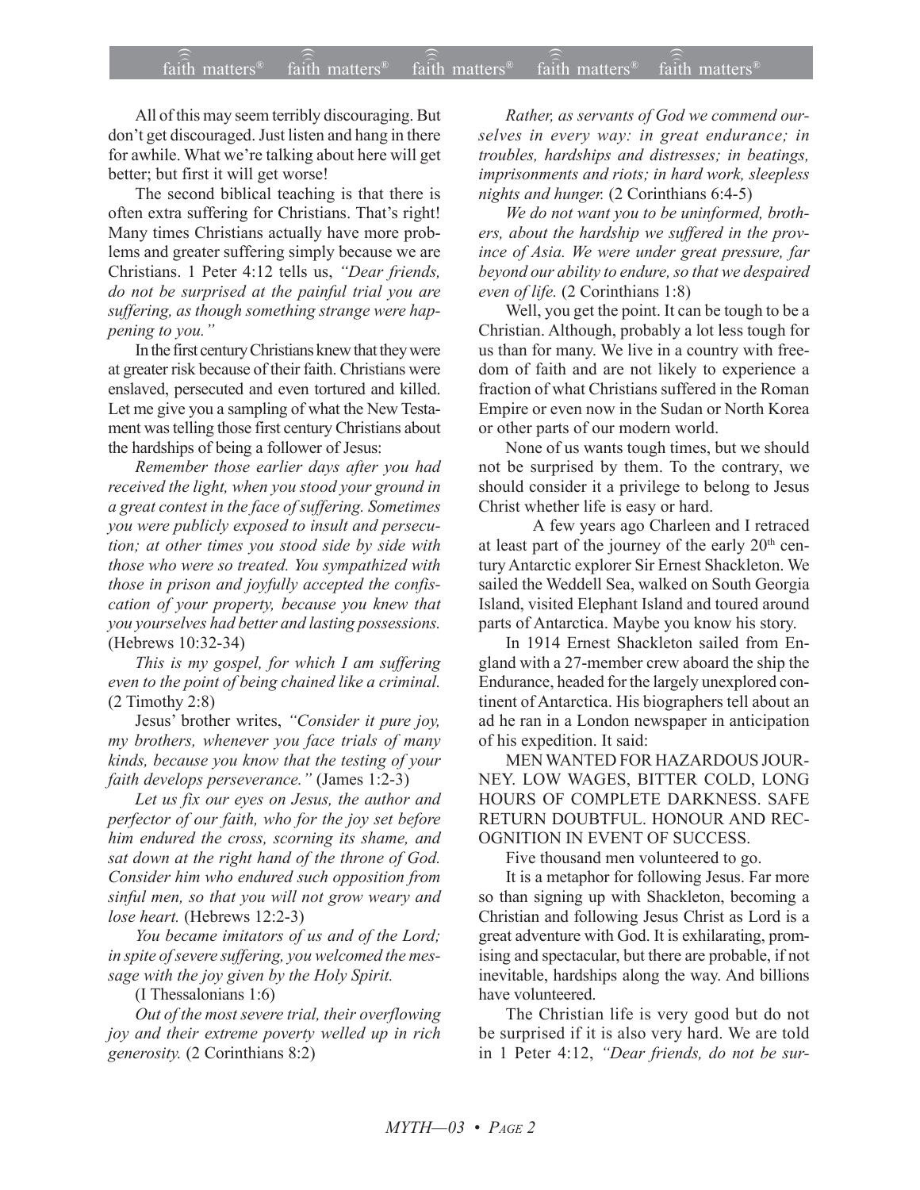All of this may seem terribly discouraging. But don't get discouraged. Just listen and hang in there for awhile. What we're talking about here will get better; but first it will get worse!

The second biblical teaching is that there is often extra suffering for Christians. That's right! Many times Christians actually have more problems and greater suffering simply because we are Christians. 1 Peter 4:12 tells us, *"Dear friends, do not be surprised at the painful trial you are suffering, as though something strange were happening to you."*

In the first century Christians knew that they were at greater risk because of their faith. Christians were enslaved, persecuted and even tortured and killed. Let me give you a sampling of what the New Testament was telling those first century Christians about the hardships of being a follower of Jesus:

*Remember those earlier days after you had received the light, when you stood your ground in a great contest in the face of suffering. Sometimes you were publicly exposed to insult and persecution; at other times you stood side by side with those who were so treated. You sympathized with those in prison and joyfully accepted the confiscation of your property, because you knew that you yourselves had better and lasting possessions.* (Hebrews 10:32-34)

*This is my gospel, for which I am suffering even to the point of being chained like a criminal.* (2 Timothy 2:8)

Jesus' brother writes, *"Consider it pure joy, my brothers, whenever you face trials of many kinds, because you know that the testing of your faith develops perseverance."* (James 1:2-3)

*Let us fix our eyes on Jesus, the author and perfector of our faith, who for the joy set before him endured the cross, scorning its shame, and sat down at the right hand of the throne of God. Consider him who endured such opposition from sinful men, so that you will not grow weary and lose heart.* (Hebrews 12:2-3)

*You became imitators of us and of the Lord; in spite of severe suffering, you welcomed the message with the joy given by the Holy Spirit.*

(I Thessalonians 1:6)

*Out of the most severe trial, their overflowing joy and their extreme poverty welled up in rich generosity.* (2 Corinthians 8:2)

*Rather, as servants of God we commend ourselves in every way: in great endurance; in troubles, hardships and distresses; in beatings, imprisonments and riots; in hard work, sleepless nights and hunger.* (2 Corinthians 6:4-5)

*We do not want you to be uninformed, brothers, about the hardship we suffered in the province of Asia. We were under great pressure, far beyond our ability to endure, so that we despaired even of life.* (2 Corinthians 1:8)

Well, you get the point. It can be tough to be a Christian. Although, probably a lot less tough for us than for many. We live in a country with freedom of faith and are not likely to experience a fraction of what Christians suffered in the Roman Empire or even now in the Sudan or North Korea or other parts of our modern world.

None of us wants tough times, but we should not be surprised by them. To the contrary, we should consider it a privilege to belong to Jesus Christ whether life is easy or hard.

A few years ago Charleen and I retraced at least part of the journey of the early 20th century Antarctic explorer Sir Ernest Shackleton. We sailed the Weddell Sea, walked on South Georgia Island, visited Elephant Island and toured around parts of Antarctica. Maybe you know his story.

In 1914 Ernest Shackleton sailed from England with a 27-member crew aboard the ship the Endurance, headed for the largely unexplored continent of Antarctica. His biographers tell about an ad he ran in a London newspaper in anticipation of his expedition. It said:

MEN WANTED FOR HAZARDOUS JOURNEY. LOW WAGES, BITTER COLD, LONG HOURS OF COMPLETE DARKNESS. SAFE RETURN DOUBTFUL. HONOUR AND RECOGNITION IN EVENT OF SUCCESS.

Five thousand men volunteered to go.

It is a metaphor for following Jesus. Far more so than signing up with Shackleton, becoming a Christian and following Jesus Christ as Lord is a great adventure with God. It is exhilarating, promising and spectacular, but there are probable, if not inevitable, hardships along the way. And billions have volunteered.

The Christian life is very good but do not be surprised if it is also very hard. We are told in 1 Peter 4:12, *"Dear friends, do not be sur-*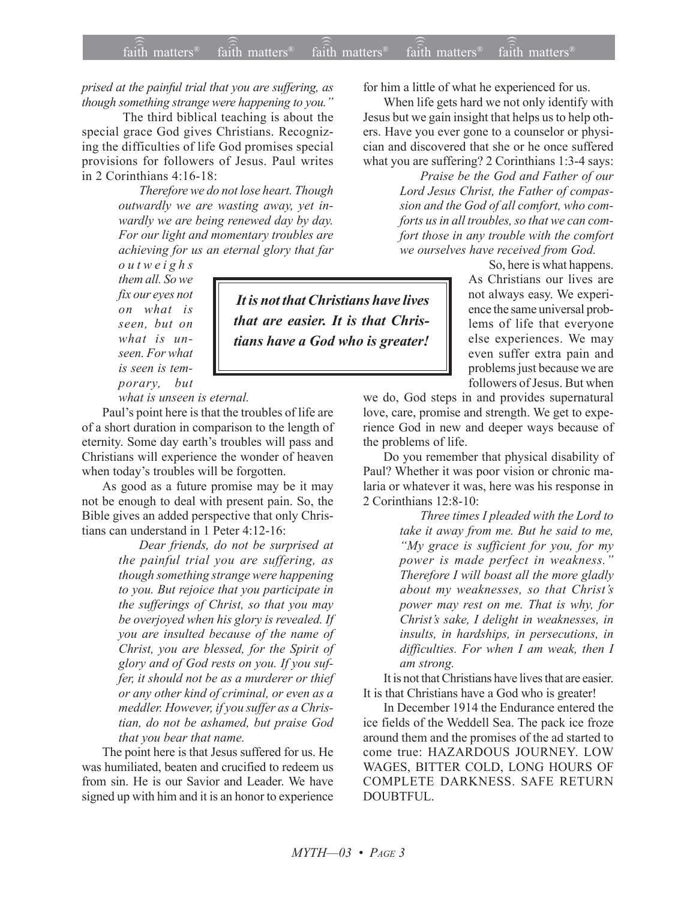*prised at the painful trial that you are suffering, as though something strange were happening to you."*

The third biblical teaching is about the special grace God gives Christians. Recognizing the difficulties of life God promises special provisions for followers of Jesus. Paul writes in 2 Corinthians 4:16-18:

> *Therefore we do not lose heart. Though outwardly we are wasting away, yet inwardly we are being renewed day by day. For our light and momentary troubles are achieving for us an eternal glory that far outweighs them all. So we fix our eyes not on what is seen, but on what is unseen. For what is seen is temporary, but what is unseen is eternal.*

Paul's point here is that the troubles of life are of a short duration in comparison to the length of eternity. Some day earth's troubles will pass and Christians will experience the wonder of heaven when today's troubles will be forgotten.

As good as a future promise may be it may not be enough to deal with present pain. So, the Bible gives an added perspective that only Christians can understand in 1 Peter 4:12-16:

> *Dear friends, do not be surprised at the painful trial you are suffering, as though something strange were happening to you. But rejoice that you participate in the sufferings of Christ, so that you may be overjoyed when his glory is revealed. If you are insulted because of the name of Christ, you are blessed, for the Spirit of glory and of God rests on you. If you suffer, it should not be as a murderer or thief or any other kind of criminal, or even as a meddler. However, if you suffer as a Christian, do not be ashamed, but praise God that you bear that name.*

The point here is that Jesus suffered for us. He was humiliated, beaten and crucified to redeem us from sin. He is our Savior and Leader. We have signed up with him and it is an honor to experience for him a little of what he experienced for us.

When life gets hard we not only identify with Jesus but we gain insight that helps us to help others. Have you ever gone to a counselor or physician and discovered that she or he once suffered what you are suffering? 2 Corinthians 1:3-4 says:

> *Praise be the God and Father of our Lord Jesus Christ, the Father of compassion and the God of all comfort, who comforts us in all troubles, so that we can comfort those in any trouble with the comfort we ourselves have received from God.*

> ***It is not that Christians have lives that are easier. It is that Christians have a God who is greater!***

So, here is what happens. As Christians our lives are not always easy. We experience the same universal problems of life that everyone else experiences. We may even suffer extra pain and problems just because we are followers of Jesus. But when we do, God steps in and provides supernatural love, care, promise and strength. We get to experience God in new and deeper ways because of the problems of life.

Do you remember that physical disability of Paul? Whether it was poor vision or chronic malaria or whatever it was, here was his response in 2 Corinthians 12:8-10:

> *Three times I pleaded with the Lord to take it away from me. But he said to me, "My grace is sufficient for you, for my power is made perfect in weakness." Therefore I will boast all the more gladly about my weaknesses, so that Christ's power may rest on me. That is why, for Christ's sake, I delight in weaknesses, in insults, in hardships, in persecutions, in difficulties. For when I am weak, then I am strong.*

It is not that Christians have lives that are easier. It is that Christians have a God who is greater!

In December 1914 the Endurance entered the ice fields of the Weddell Sea. The pack ice froze around them and the promises of the ad started to come true: HAZARDOUS JOURNEY. LOW WAGES, BITTER COLD, LONG HOURS OF COMPLETE DARKNESS. SAFE RETURN DOUBTFUL.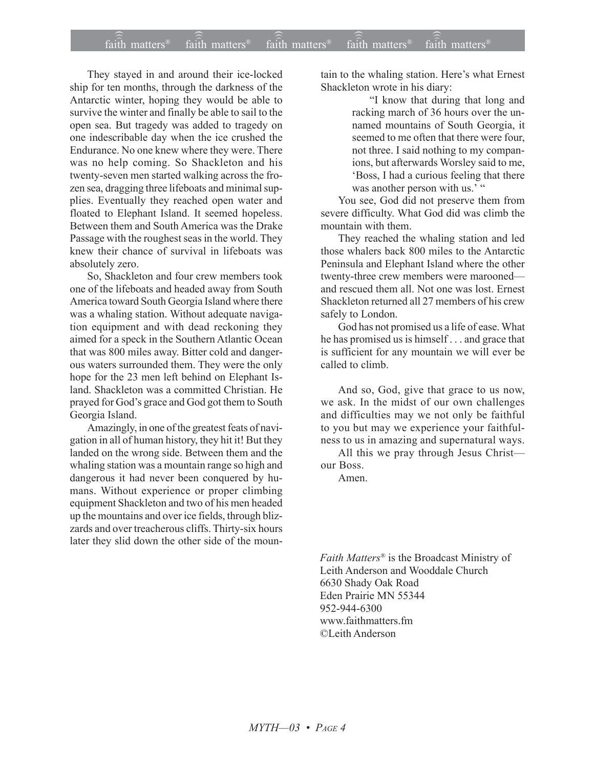They stayed in and around their ice-locked ship for ten months, through the darkness of the Antarctic winter, hoping they would be able to survive the winter and finally be able to sail to the open sea. But tragedy was added to tragedy on one indescribable day when the ice crushed the Endurance. No one knew where they were. There was no help coming. So Shackleton and his twenty-seven men started walking across the frozen sea, dragging three lifeboats and minimal supplies. Eventually they reached open water and floated to Elephant Island. It seemed hopeless. Between them and South America was the Drake Passage with the roughest seas in the world. They knew their chance of survival in lifeboats was absolutely zero.

So, Shackleton and four crew members took one of the lifeboats and headed away from South America toward South Georgia Island where there was a whaling station. Without adequate navigation equipment and with dead reckoning they aimed for a speck in the Southern Atlantic Ocean that was 800 miles away. Bitter cold and dangerous waters surrounded them. They were the only hope for the 23 men left behind on Elephant Island. Shackleton was a committed Christian. He prayed for God's grace and God got them to South Georgia Island.

Amazingly, in one of the greatest feats of navigation in all of human history, they hit it! But they landed on the wrong side. Between them and the whaling station was a mountain range so high and dangerous it had never been conquered by humans. Without experience or proper climbing equipment Shackleton and two of his men headed up the mountains and over ice fields, through blizzards and over treacherous cliffs. Thirty-six hours later they slid down the other side of the mountain to the whaling station. Here's what Ernest Shackleton wrote in his diary:

> "I know that during that long and racking march of 36 hours over the unnamed mountains of South Georgia, it seemed to me often that there were four, not three. I said nothing to my companions, but afterwards Worsley said to me, 'Boss, I had a curious feeling that there was another person with us.' "

You see, God did not preserve them from severe difficulty. What God did was climb the mountain with them.

They reached the whaling station and led those whalers back 800 miles to the Antarctic Peninsula and Elephant Island where the other twenty-three crew members were marooned—and rescued them all. Not one was lost. Ernest Shackleton returned all 27 members of his crew safely to London.

God has not promised us a life of ease. What he has promised us is himself . . . and grace that is sufficient for any mountain we will ever be called to climb.

And so, God, give that grace to us now, we ask. In the midst of our own challenges and difficulties may we not only be faithful to you but may we experience your faithfulness to us in amazing and supernatural ways.

All this we pray through Jesus Christ—our Boss.

Amen.

*Faith Matters®* is the Broadcast Ministry of
Leith Anderson and Wooddale Church
6630 Shady Oak Road
Eden Prairie MN 55344
952-944-6300
www.faithmatters.fm
©Leith Anderson